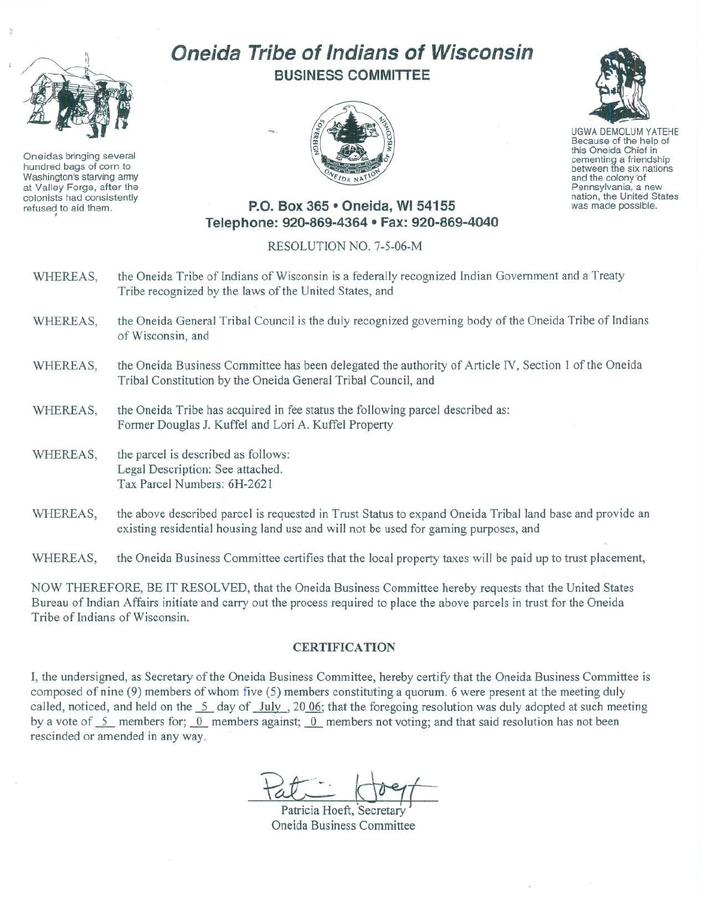# Oneida Tribe of Indians of Wisconsin

## BUSINESS COMMITTEE

Oneidas bringing several hundred bags of corn to Washington's starving army at Valley Forge, after the colonists had consistently refused to aid them.

UGWA DEMOLUM YATEHE
Because of the help of this Oneida Chief in cementing a friendship between the six nations and the colony of Pennsylvania, a new nation, the United States was made possible.

**P.O. Box 365 • Oneida, WI 54155**
**Telephone: 920-869-4364 • Fax: 920-869-4040**

RESOLUTION NO. 7-5-06-M

WHEREAS, the Oneida Tribe of Indians of Wisconsin is a federally recognized Indian Government and a Treaty Tribe recognized by the laws of the United States, and

WHEREAS, the Oneida General Tribal Council is the duly recognized governing body of the Oneida Tribe of Indians of Wisconsin, and

WHEREAS, the Oneida Business Committee has been delegated the authority of Article IV, Section 1 of the Oneida Tribal Constitution by the Oneida General Tribal Council, and

WHEREAS, the Oneida Tribe has acquired in fee status the following parcel described as:
Former Douglas J. Kuffel and Lori A. Kuffel Property

WHEREAS, the parcel is described as follows:
Legal Description: See attached.
Tax Parcel Numbers: 6H-2621

WHEREAS, the above described parcel is requested in Trust Status to expand Oneida Tribal land base and provide an existing residential housing land use and will not be used for gaming purposes, and

WHEREAS, the Oneida Business Committee certifies that the local property taxes will be paid up to trust placement,

NOW THEREFORE, BE IT RESOLVED, that the Oneida Business Committee hereby requests that the United States Bureau of Indian Affairs initiate and carry out the process required to place the above parcels in trust for the Oneida Tribe of Indians of Wisconsin.

### CERTIFICATION

I, the undersigned, as Secretary of the Oneida Business Committee, hereby certify that the Oneida Business Committee is composed of nine (9) members of whom five (5) members constituting a quorum. 6 were present at the meeting duly called, noticed, and held on the 5 day of July, 20 06; that the foregoing resolution was duly adopted at such meeting by a vote of 5 members for; 0 members against; 0 members not voting; and that said resolution has not been rescinded or amended in any way.

Patricia Hoeft, Secretary
Oneida Business Committee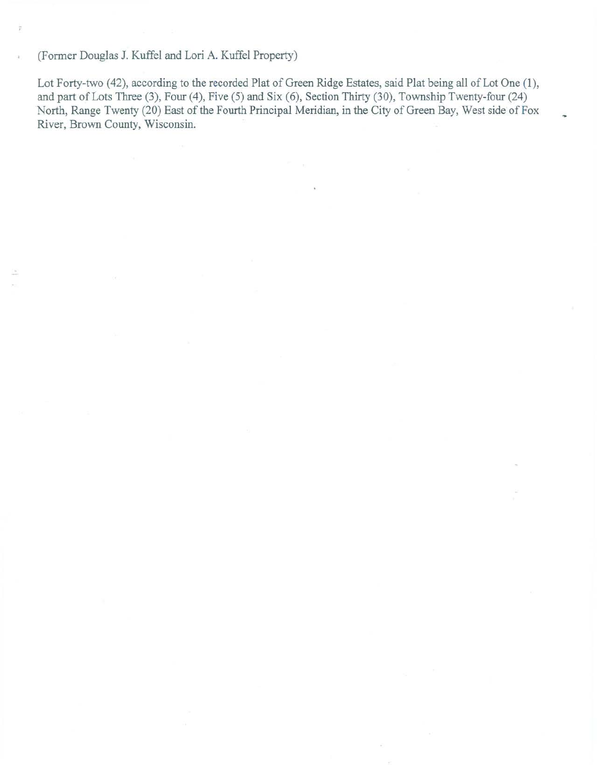(Former Douglas J. Kuffel and Lori A. Kuffel Property)

Lot Forty-two (42), according to the recorded Plat of Green Ridge Estates, said Plat being all of Lot One (1), and part of Lots Three (3), Four (4), Five (5) and Six (6), Section Thirty (30), Township Twenty-four (24) North, Range Twenty (20) East of the Fourth Principal Meridian, in the City of Green Bay, West side of Fox River, Brown County, Wisconsin.